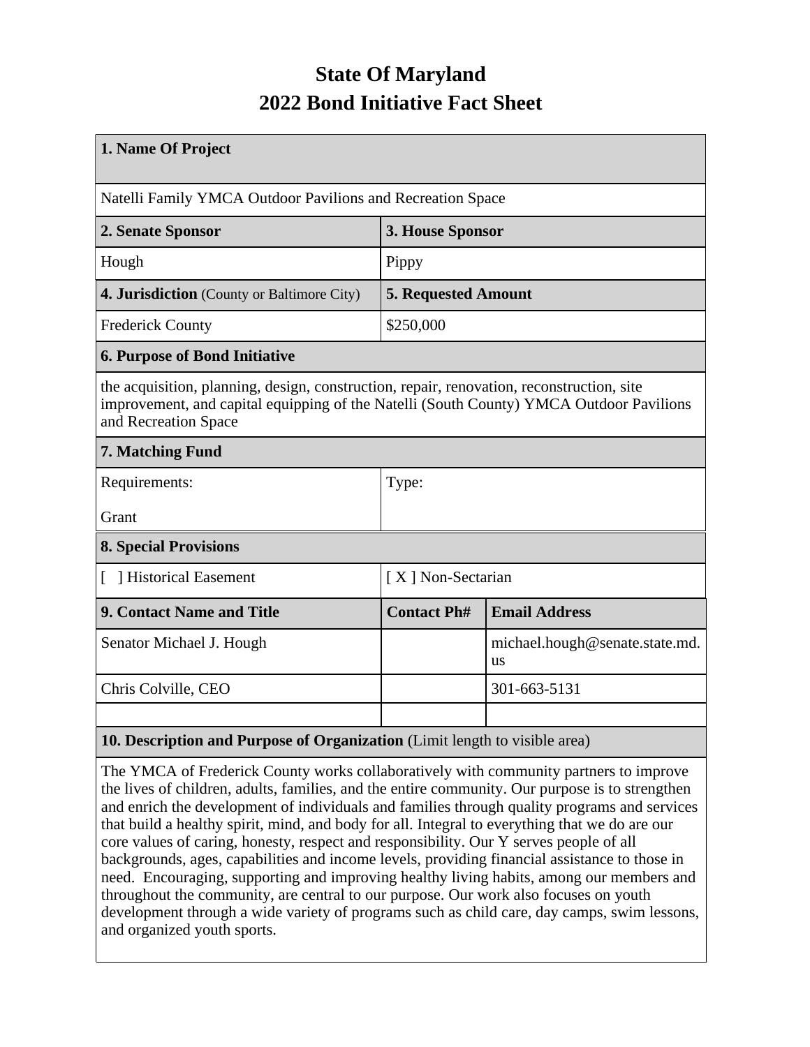# State Of Maryland
# 2022 Bond Initiative Fact Sheet

| **1. Name Of Project** | | |
|---|---|---|
| Natelli Family YMCA Outdoor Pavilions and Recreation Space | | |
| **2. Senate Sponsor** | **3. House Sponsor** | |
| Hough | Pippy | |
| **4. Jurisdiction** (County or Baltimore City) | **5. Requested Amount** | |
| Frederick County | $250,000 | |
| **6. Purpose of Bond Initiative** | | |
| the acquisition, planning, design, construction, repair, renovation, reconstruction, site improvement, and capital equipping of the Natelli (South County) YMCA Outdoor Pavilions and Recreation Space | | |
| **7. Matching Fund** | | |
| Requirements:<br><br>Grant | Type: | |
| **8. Special Provisions** | | |
| [ ] Historical Easement | [ X ] Non-Sectarian | |
| **9. Contact Name and Title** | **Contact Ph#** | **Email Address** |
| Senator Michael J. Hough | | michael.hough@senate.state.md.us |
| Chris Colville, CEO | | 301-663-5131 |
| | | |
| **10. Description and Purpose of Organization** (Limit length to visible area) | | |
| The YMCA of Frederick County works collaboratively with community partners to improve the lives of children, adults, families, and the entire community. Our purpose is to strengthen and enrich the development of individuals and families through quality programs and services that build a healthy spirit, mind, and body for all. Integral to everything that we do are our core values of caring, honesty, respect and responsibility. Our Y serves people of all backgrounds, ages, capabilities and income levels, providing financial assistance to those in need. Encouraging, supporting and improving healthy living habits, among our members and throughout the community, are central to our purpose. Our work also focuses on youth development through a wide variety of programs such as child care, day camps, swim lessons, and organized youth sports. | | |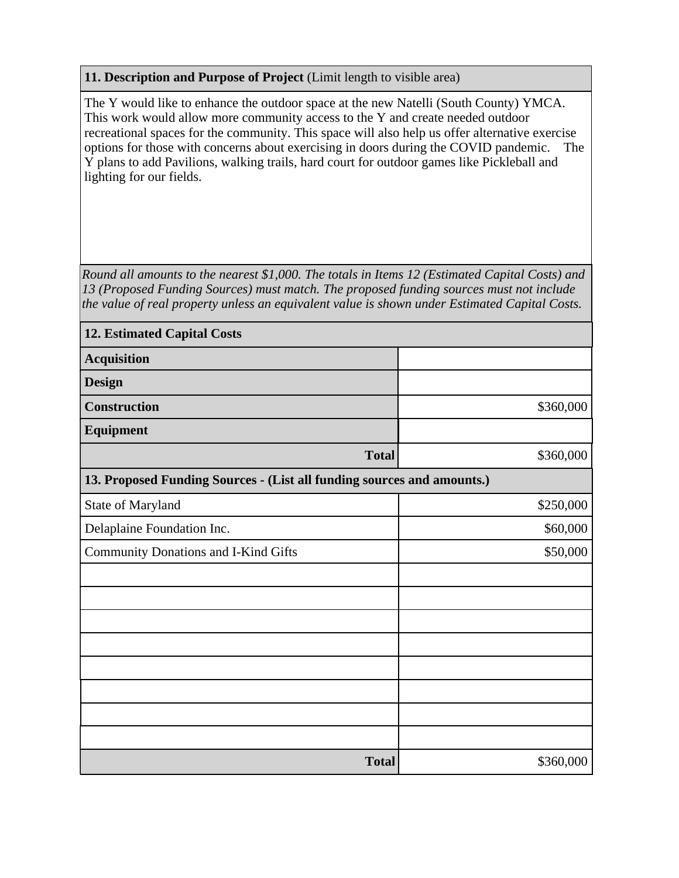**11. Description and Purpose of Project** (Limit length to visible area)

The Y would like to enhance the outdoor space at the new Natelli (South County) YMCA. This work would allow more community access to the Y and create needed outdoor recreational spaces for the community. This space will also help us offer alternative exercise options for those with concerns about exercising in doors during the COVID pandemic. The Y plans to add Pavilions, walking trails, hard court for outdoor games like Pickleball and lighting for our fields.

*Round all amounts to the nearest $1,000. The totals in Items 12 (Estimated Capital Costs) and 13 (Proposed Funding Sources) must match. The proposed funding sources must not include the value of real property unless an equivalent value is shown under Estimated Capital Costs.*

| **12. Estimated Capital Costs** | |
|---|---|
| **Acquisition** | |
| **Design** | |
| **Construction** | $360,000 |
| **Equipment** | |
| **Total** | $360,000 |

| **13. Proposed Funding Sources - (List all funding sources and amounts.)** | |
|---|---|
| State of Maryland | $250,000 |
| Delaplaine Foundation Inc. | $60,000 |
| Community Donations and I-Kind Gifts | $50,000 |
| | |
| | |
| | |
| | |
| | |
| | |
| | |
| | |
| **Total** | $360,000 |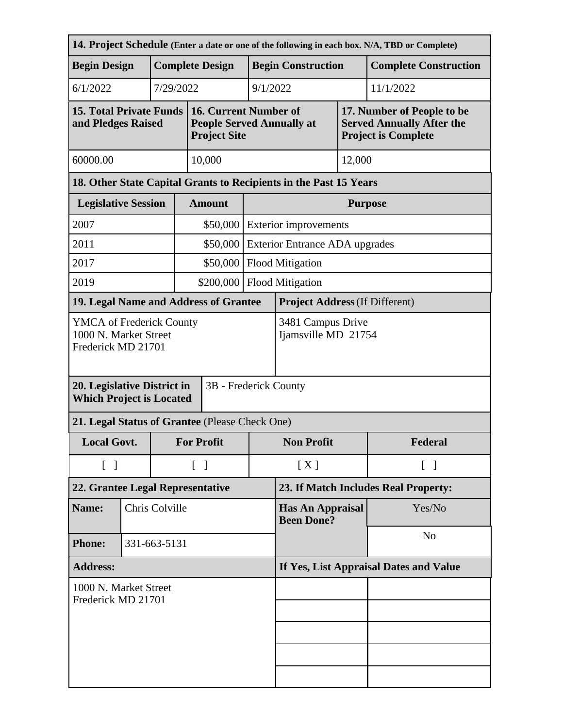| **14. Project Schedule** (Enter a date or one of the following in each box. N/A, TBD or Complete) | | | |
|---|---|---|---|
| **Begin Design** | **Complete Design** | **Begin Construction** | **Complete Construction** |
| 6/1/2022 | 7/29/2022 | 9/1/2022 | 11/1/2022 |

| **15. Total Private Funds and Pledges Raised** | **16. Current Number of People Served Annually at Project Site** | **17. Number of People to be Served Annually After the Project is Complete** |
|---|---|---|
| 60000.00 | 10,000 | 12,000 |

**18. Other State Capital Grants to Recipients in the Past 15 Years**

| Legislative Session | Amount | Purpose |
|---|---|---|
| 2007 | $50,000 | Exterior improvements |
| 2011 | $50,000 | Exterior Entrance ADA upgrades |
| 2017 | $50,000 | Flood Mitigation |
| 2019 | $200,000 | Flood Mitigation |

| **19. Legal Name and Address of Grantee** | **Project Address** (If Different) |
|---|---|
| YMCA of Frederick County<br>1000 N. Market Street<br>Frederick MD 21701 | 3481 Campus Drive<br>Ijamsville MD 21754 |

| **20. Legislative District in Which Project is Located** | 3B - Frederick County |
|---|---|

**21. Legal Status of Grantee** (Please Check One)

| Local Govt. | For Profit | Non Profit | Federal |
|---|---|---|---|
| [ ] | [ ] | [ X ] | [ ] |

| **22. Grantee Legal Representative** | | **23. If Match Includes Real Property:** | |
|---|---|---|---|
| **Name:** | Chris Colville | **Has An Appraisal Been Done?** | Yes/No |
| **Phone:** | 331-663-5131 | | No |
| **Address:** | | **If Yes, List Appraisal Dates and Value** | |
| 1000 N. Market Street<br>Frederick MD 21701 | | | |
| | | | |
| | | | |
| | | | |
| | | | |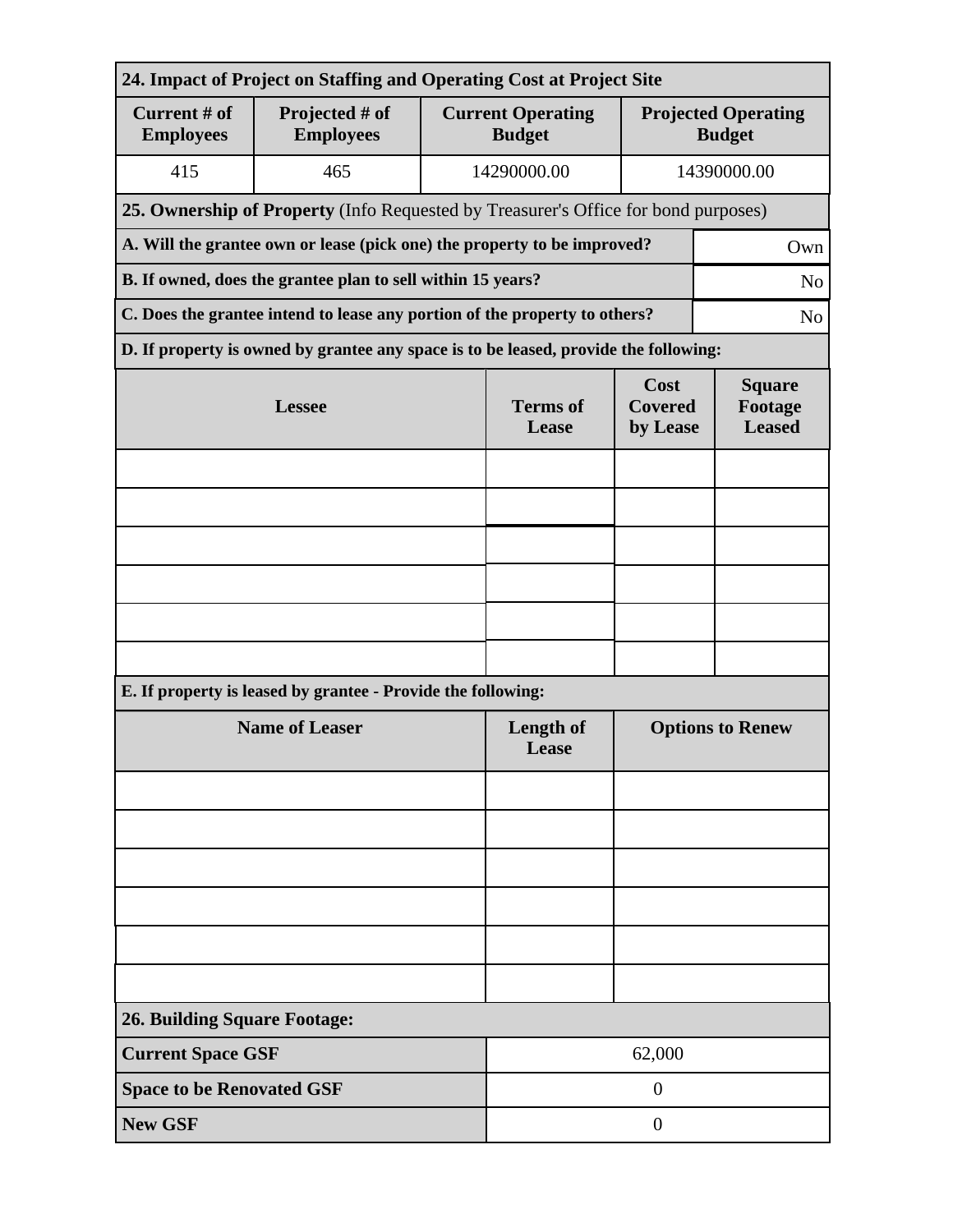**24. Impact of Project on Staffing and Operating Cost at Project Site**

| Current # of Employees | Projected # of Employees | Current Operating Budget | Projected Operating Budget |
|---|---|---|---|
| 415 | 465 | 14290000.00 | 14390000.00 |

**25. Ownership of Property** (Info Requested by Treasurer's Office for bond purposes)

| | |
|---|---|
| **A. Will the grantee own or lease (pick one) the property to be improved?** | Own |
| **B. If owned, does the grantee plan to sell within 15 years?** | No |
| **C. Does the grantee intend to lease any portion of the property to others?** | No |

**D. If property is owned by grantee any space is to be leased, provide the following:**

| Lessee | Terms of Lease | Cost Covered by Lease | Square Footage Leased |
|---|---|---|---|
| | | | |
| | | | |
| | | | |
| | | | |
| | | | |
| | | | |

**E. If property is leased by grantee - Provide the following:**

| Name of Leaser | Length of Lease | Options to Renew |
|---|---|---|
| | | |
| | | |
| | | |
| | | |
| | | |
| | | |

**26. Building Square Footage:**

| | |
|---|---|
| **Current Space GSF** | 62,000 |
| **Space to be Renovated GSF** | 0 |
| **New GSF** | 0 |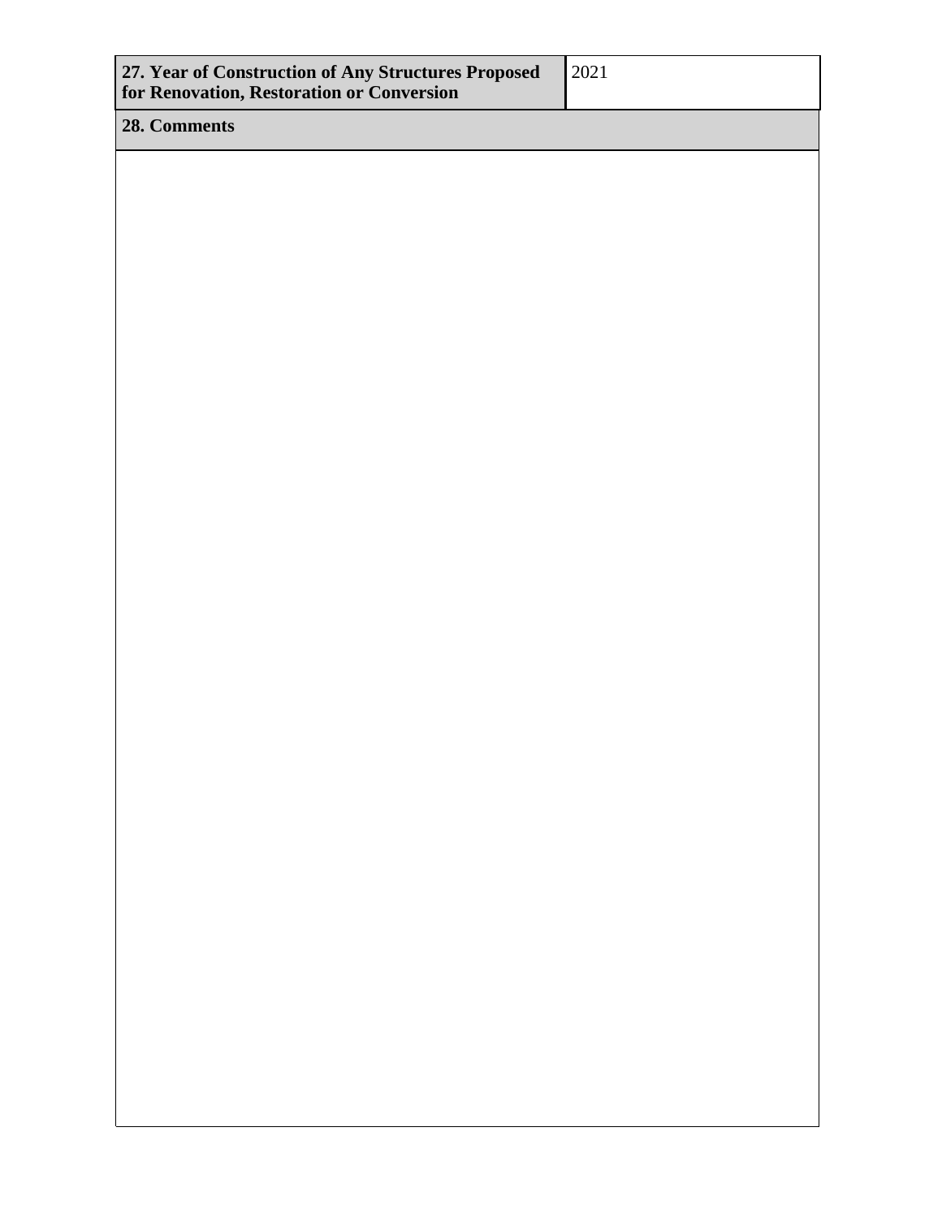| 27. Year of Construction of Any Structures Proposed for Renovation, Restoration or Conversion | 2021 |
| --- | --- |

| 28. Comments |
| --- |
| |